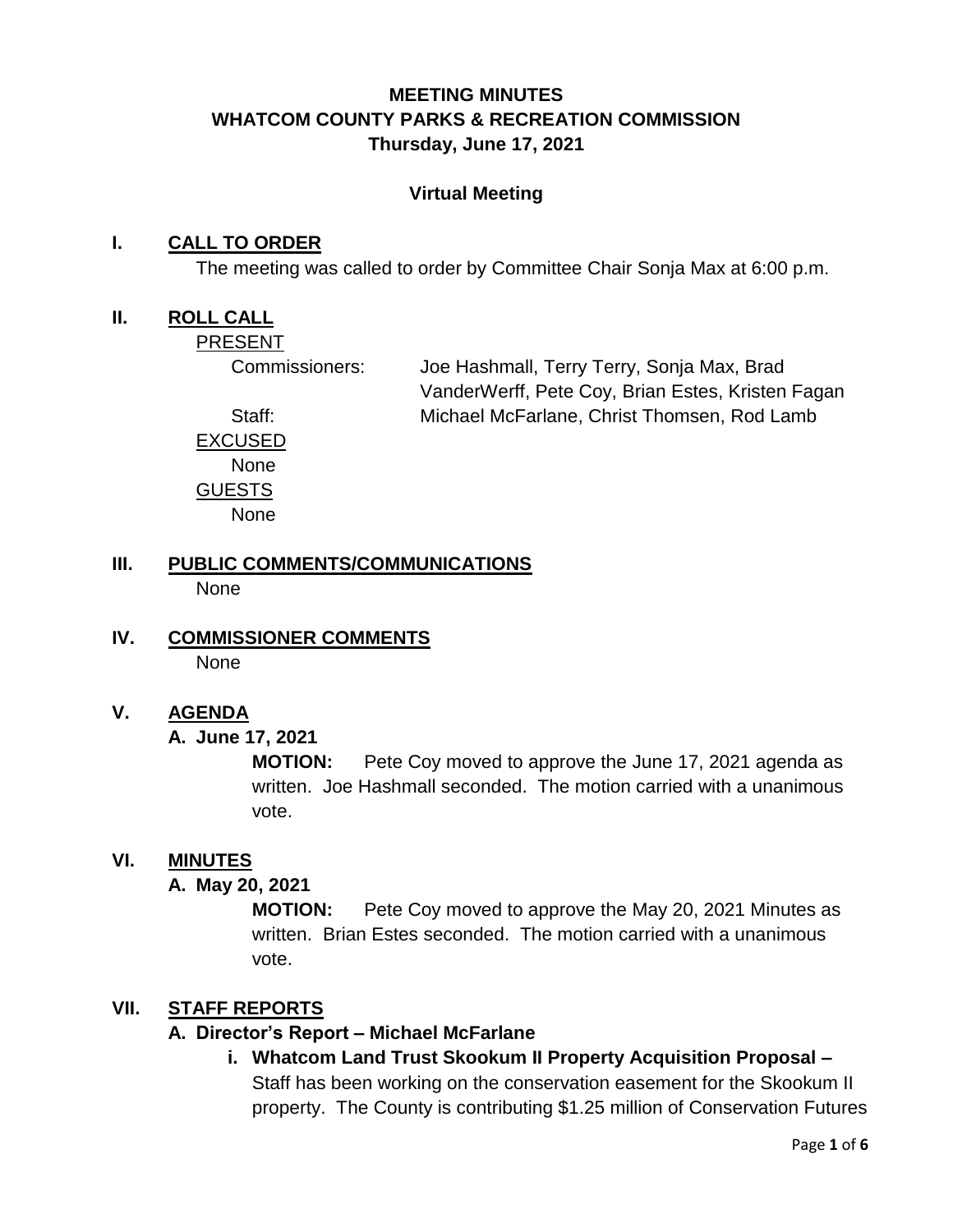# MEETING MINUTES
# WHATCOM COUNTY PARKS & RECREATION COMMISSION
**Thursday, June 17, 2021**

**Virtual Meeting**

## I. CALL TO ORDER

The meeting was called to order by Committee Chair Sonja Max at 6:00 p.m.

## II. ROLL CALL

PRESENT

Commissioners: Joe Hashmall, Terry Terry, Sonja Max, Brad VanderWerff, Pete Coy, Brian Estes, Kristen Fagan

Staff: Michael McFarlane, Christ Thomsen, Rod Lamb

EXCUSED

None

GUESTS

None

## III. PUBLIC COMMENTS/COMMUNICATIONS

None

## IV. COMMISSIONER COMMENTS

None

## V. AGENDA

### A. June 17, 2021

**MOTION:** Pete Coy moved to approve the June 17, 2021 agenda as written. Joe Hashmall seconded. The motion carried with a unanimous vote.

## VI. MINUTES

### A. May 20, 2021

**MOTION:** Pete Coy moved to approve the May 20, 2021 Minutes as written. Brian Estes seconded. The motion carried with a unanimous vote.

## VII. STAFF REPORTS

### A. Director's Report – Michael McFarlane

**i. Whatcom Land Trust Skookum II Property Acquisition Proposal –** Staff has been working on the conservation easement for the Skookum II property. The County is contributing $1.25 million of Conservation Futures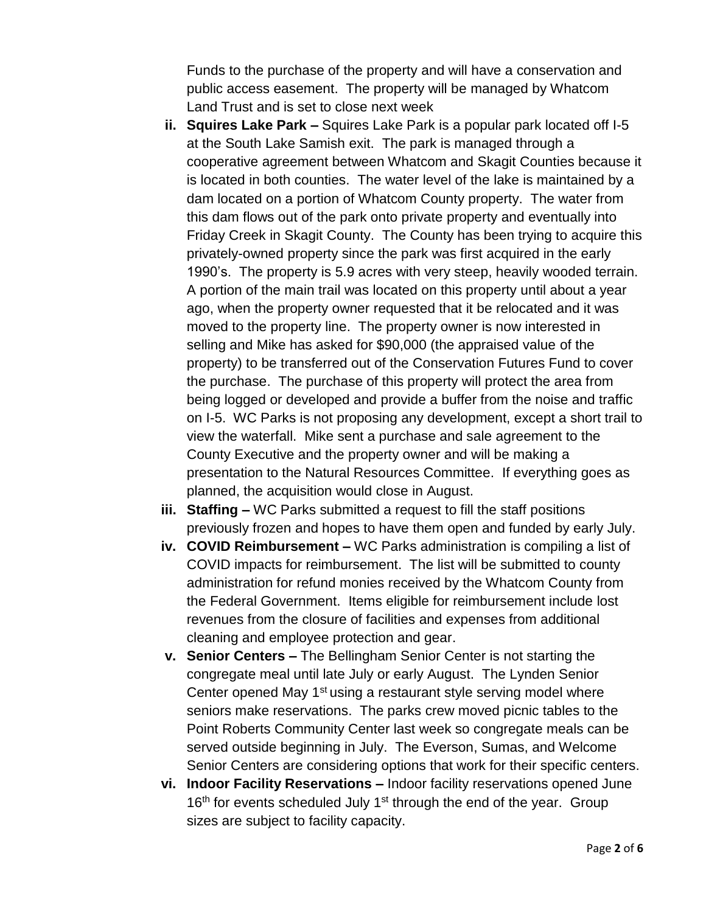Funds to the purchase of the property and will have a conservation and public access easement. The property will be managed by Whatcom Land Trust and is set to close next week

ii. **Squires Lake Park –** Squires Lake Park is a popular park located off I-5 at the South Lake Samish exit. The park is managed through a cooperative agreement between Whatcom and Skagit Counties because it is located in both counties. The water level of the lake is maintained by a dam located on a portion of Whatcom County property. The water from this dam flows out of the park onto private property and eventually into Friday Creek in Skagit County. The County has been trying to acquire this privately-owned property since the park was first acquired in the early 1990's. The property is 5.9 acres with very steep, heavily wooded terrain. A portion of the main trail was located on this property until about a year ago, when the property owner requested that it be relocated and it was moved to the property line. The property owner is now interested in selling and Mike has asked for $90,000 (the appraised value of the property) to be transferred out of the Conservation Futures Fund to cover the purchase. The purchase of this property will protect the area from being logged or developed and provide a buffer from the noise and traffic on I-5. WC Parks is not proposing any development, except a short trail to view the waterfall. Mike sent a purchase and sale agreement to the County Executive and the property owner and will be making a presentation to the Natural Resources Committee. If everything goes as planned, the acquisition would close in August.

iii. **Staffing –** WC Parks submitted a request to fill the staff positions previously frozen and hopes to have them open and funded by early July.

iv. **COVID Reimbursement –** WC Parks administration is compiling a list of COVID impacts for reimbursement. The list will be submitted to county administration for refund monies received by the Whatcom County from the Federal Government. Items eligible for reimbursement include lost revenues from the closure of facilities and expenses from additional cleaning and employee protection and gear.

v. **Senior Centers –** The Bellingham Senior Center is not starting the congregate meal until late July or early August. The Lynden Senior Center opened May 1st using a restaurant style serving model where seniors make reservations. The parks crew moved picnic tables to the Point Roberts Community Center last week so congregate meals can be served outside beginning in July. The Everson, Sumas, and Welcome Senior Centers are considering options that work for their specific centers.

vi. **Indoor Facility Reservations –** Indoor facility reservations opened June 16th for events scheduled July 1st through the end of the year. Group sizes are subject to facility capacity.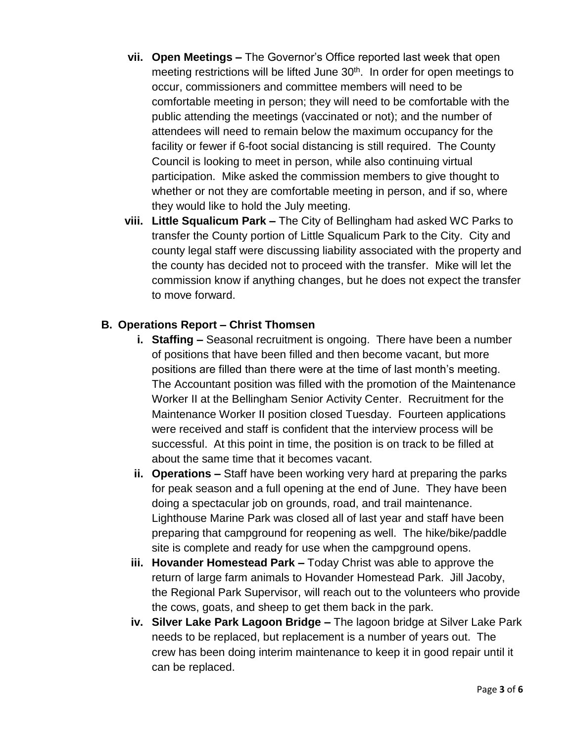vii. **Open Meetings –** The Governor's Office reported last week that open meeting restrictions will be lifted June 30th. In order for open meetings to occur, commissioners and committee members will need to be comfortable meeting in person; they will need to be comfortable with the public attending the meetings (vaccinated or not); and the number of attendees will need to remain below the maximum occupancy for the facility or fewer if 6-foot social distancing is still required. The County Council is looking to meet in person, while also continuing virtual participation. Mike asked the commission members to give thought to whether or not they are comfortable meeting in person, and if so, where they would like to hold the July meeting.

viii. **Little Squalicum Park –** The City of Bellingham had asked WC Parks to transfer the County portion of Little Squalicum Park to the City. City and county legal staff were discussing liability associated with the property and the county has decided not to proceed with the transfer. Mike will let the commission know if anything changes, but he does not expect the transfer to move forward.

**B. Operations Report – Christ Thomsen**

i. **Staffing –** Seasonal recruitment is ongoing. There have been a number of positions that have been filled and then become vacant, but more positions are filled than there were at the time of last month's meeting. The Accountant position was filled with the promotion of the Maintenance Worker II at the Bellingham Senior Activity Center. Recruitment for the Maintenance Worker II position closed Tuesday. Fourteen applications were received and staff is confident that the interview process will be successful. At this point in time, the position is on track to be filled at about the same time that it becomes vacant.

ii. **Operations –** Staff have been working very hard at preparing the parks for peak season and a full opening at the end of June. They have been doing a spectacular job on grounds, road, and trail maintenance. Lighthouse Marine Park was closed all of last year and staff have been preparing that campground for reopening as well. The hike/bike/paddle site is complete and ready for use when the campground opens.

iii. **Hovander Homestead Park –** Today Christ was able to approve the return of large farm animals to Hovander Homestead Park. Jill Jacoby, the Regional Park Supervisor, will reach out to the volunteers who provide the cows, goats, and sheep to get them back in the park.

iv. **Silver Lake Park Lagoon Bridge –** The lagoon bridge at Silver Lake Park needs to be replaced, but replacement is a number of years out. The crew has been doing interim maintenance to keep it in good repair until it can be replaced.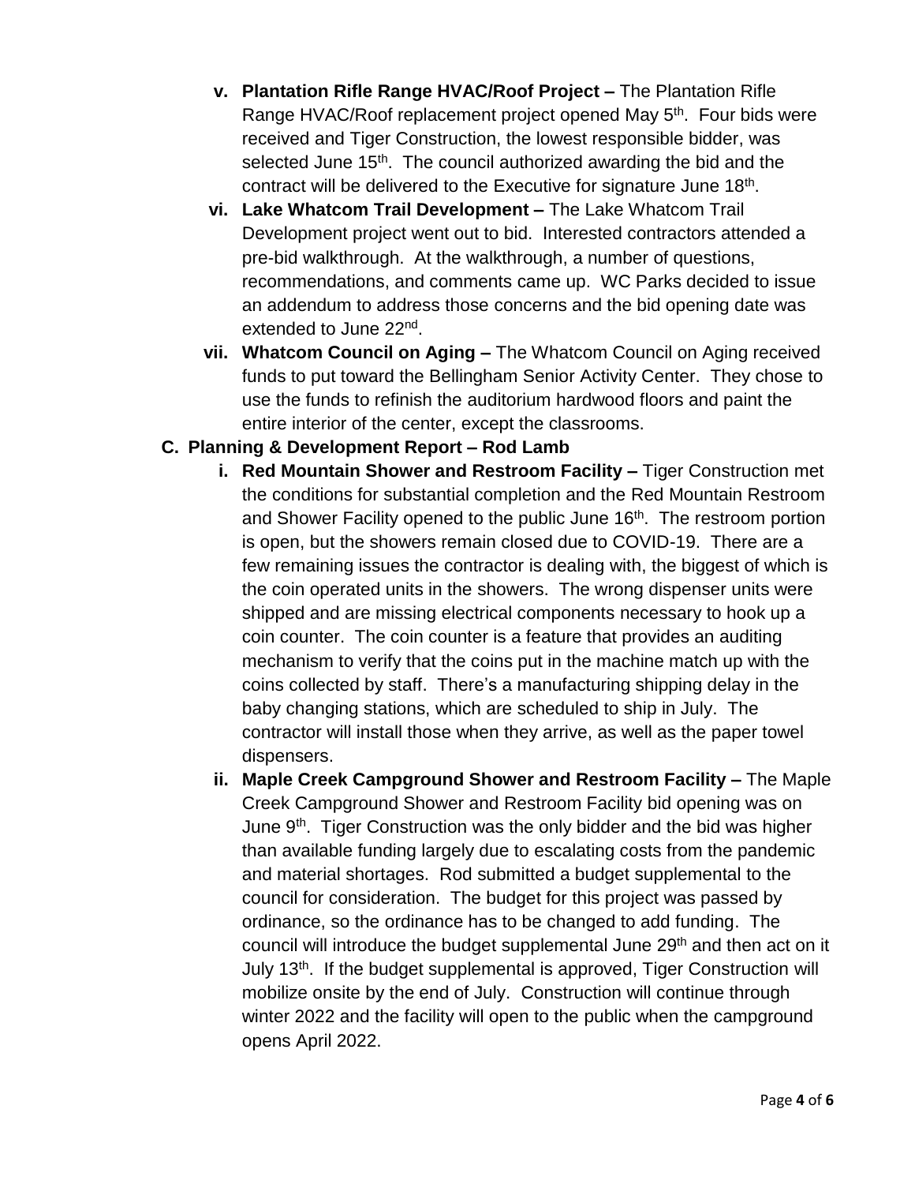v. **Plantation Rifle Range HVAC/Roof Project –** The Plantation Rifle Range HVAC/Roof replacement project opened May 5th. Four bids were received and Tiger Construction, the lowest responsible bidder, was selected June 15th. The council authorized awarding the bid and the contract will be delivered to the Executive for signature June 18th.

vi. **Lake Whatcom Trail Development –** The Lake Whatcom Trail Development project went out to bid. Interested contractors attended a pre-bid walkthrough. At the walkthrough, a number of questions, recommendations, and comments came up. WC Parks decided to issue an addendum to address those concerns and the bid opening date was extended to June 22nd.

vii. **Whatcom Council on Aging –** The Whatcom Council on Aging received funds to put toward the Bellingham Senior Activity Center. They chose to use the funds to refinish the auditorium hardwood floors and paint the entire interior of the center, except the classrooms.

**C. Planning & Development Report – Rod Lamb**

i. **Red Mountain Shower and Restroom Facility –** Tiger Construction met the conditions for substantial completion and the Red Mountain Restroom and Shower Facility opened to the public June 16th. The restroom portion is open, but the showers remain closed due to COVID-19. There are a few remaining issues the contractor is dealing with, the biggest of which is the coin operated units in the showers. The wrong dispenser units were shipped and are missing electrical components necessary to hook up a coin counter. The coin counter is a feature that provides an auditing mechanism to verify that the coins put in the machine match up with the coins collected by staff. There's a manufacturing shipping delay in the baby changing stations, which are scheduled to ship in July. The contractor will install those when they arrive, as well as the paper towel dispensers.

ii. **Maple Creek Campground Shower and Restroom Facility –** The Maple Creek Campground Shower and Restroom Facility bid opening was on June 9th. Tiger Construction was the only bidder and the bid was higher than available funding largely due to escalating costs from the pandemic and material shortages. Rod submitted a budget supplemental to the council for consideration. The budget for this project was passed by ordinance, so the ordinance has to be changed to add funding. The council will introduce the budget supplemental June 29th and then act on it July 13th. If the budget supplemental is approved, Tiger Construction will mobilize onsite by the end of July. Construction will continue through winter 2022 and the facility will open to the public when the campground opens April 2022.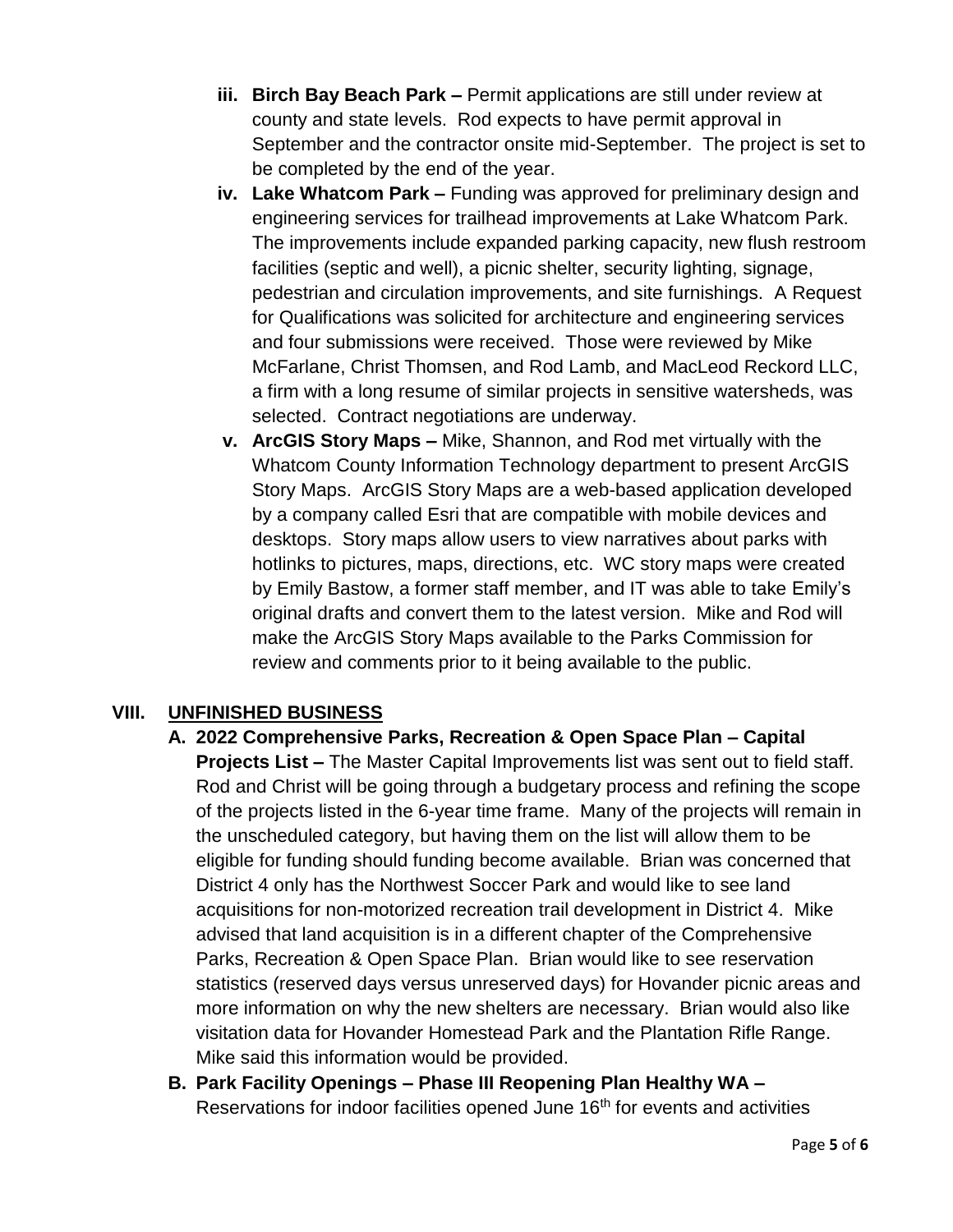iii. **Birch Bay Beach Park –** Permit applications are still under review at county and state levels. Rod expects to have permit approval in September and the contractor onsite mid-September. The project is set to be completed by the end of the year.

iv. **Lake Whatcom Park –** Funding was approved for preliminary design and engineering services for trailhead improvements at Lake Whatcom Park. The improvements include expanded parking capacity, new flush restroom facilities (septic and well), a picnic shelter, security lighting, signage, pedestrian and circulation improvements, and site furnishings. A Request for Qualifications was solicited for architecture and engineering services and four submissions were received. Those were reviewed by Mike McFarlane, Christ Thomsen, and Rod Lamb, and MacLeod Reckord LLC, a firm with a long resume of similar projects in sensitive watersheds, was selected. Contract negotiations are underway.

v. **ArcGIS Story Maps –** Mike, Shannon, and Rod met virtually with the Whatcom County Information Technology department to present ArcGIS Story Maps. ArcGIS Story Maps are a web-based application developed by a company called Esri that are compatible with mobile devices and desktops. Story maps allow users to view narratives about parks with hotlinks to pictures, maps, directions, etc. WC story maps were created by Emily Bastow, a former staff member, and IT was able to take Emily's original drafts and convert them to the latest version. Mike and Rod will make the ArcGIS Story Maps available to the Parks Commission for review and comments prior to it being available to the public.

## VIII. UNFINISHED BUSINESS

**A. 2022 Comprehensive Parks, Recreation & Open Space Plan – Capital Projects List –** The Master Capital Improvements list was sent out to field staff. Rod and Christ will be going through a budgetary process and refining the scope of the projects listed in the 6-year time frame. Many of the projects will remain in the unscheduled category, but having them on the list will allow them to be eligible for funding should funding become available. Brian was concerned that District 4 only has the Northwest Soccer Park and would like to see land acquisitions for non-motorized recreation trail development in District 4. Mike advised that land acquisition is in a different chapter of the Comprehensive Parks, Recreation & Open Space Plan. Brian would like to see reservation statistics (reserved days versus unreserved days) for Hovander picnic areas and more information on why the new shelters are necessary. Brian would also like visitation data for Hovander Homestead Park and the Plantation Rifle Range. Mike said this information would be provided.

**B. Park Facility Openings – Phase III Reopening Plan Healthy WA –** Reservations for indoor facilities opened June 16th for events and activities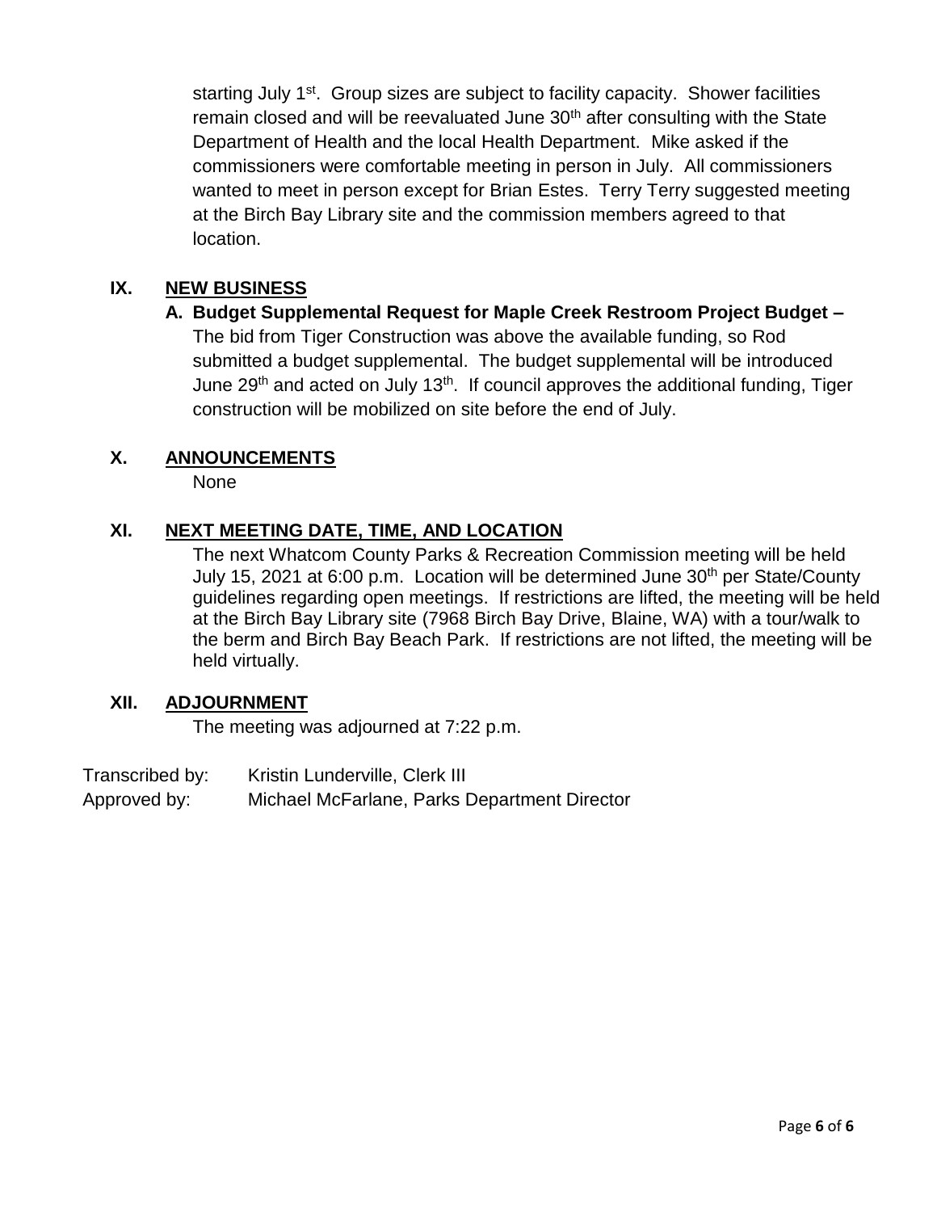starting July 1st. Group sizes are subject to facility capacity. Shower facilities remain closed and will be reevaluated June 30th after consulting with the State Department of Health and the local Health Department. Mike asked if the commissioners were comfortable meeting in person in July. All commissioners wanted to meet in person except for Brian Estes. Terry Terry suggested meeting at the Birch Bay Library site and the commission members agreed to that location.

## IX. NEW BUSINESS

**A. Budget Supplemental Request for Maple Creek Restroom Project Budget –** The bid from Tiger Construction was above the available funding, so Rod submitted a budget supplemental. The budget supplemental will be introduced June 29th and acted on July 13th. If council approves the additional funding, Tiger construction will be mobilized on site before the end of July.

## X. ANNOUNCEMENTS

None

## XI. NEXT MEETING DATE, TIME, AND LOCATION

The next Whatcom County Parks & Recreation Commission meeting will be held July 15, 2021 at 6:00 p.m. Location will be determined June 30th per State/County guidelines regarding open meetings. If restrictions are lifted, the meeting will be held at the Birch Bay Library site (7968 Birch Bay Drive, Blaine, WA) with a tour/walk to the berm and Birch Bay Beach Park. If restrictions are not lifted, the meeting will be held virtually.

## XII. ADJOURNMENT

The meeting was adjourned at 7:22 p.m.

Transcribed by: Kristin Lunderville, Clerk III
Approved by: Michael McFarlane, Parks Department Director